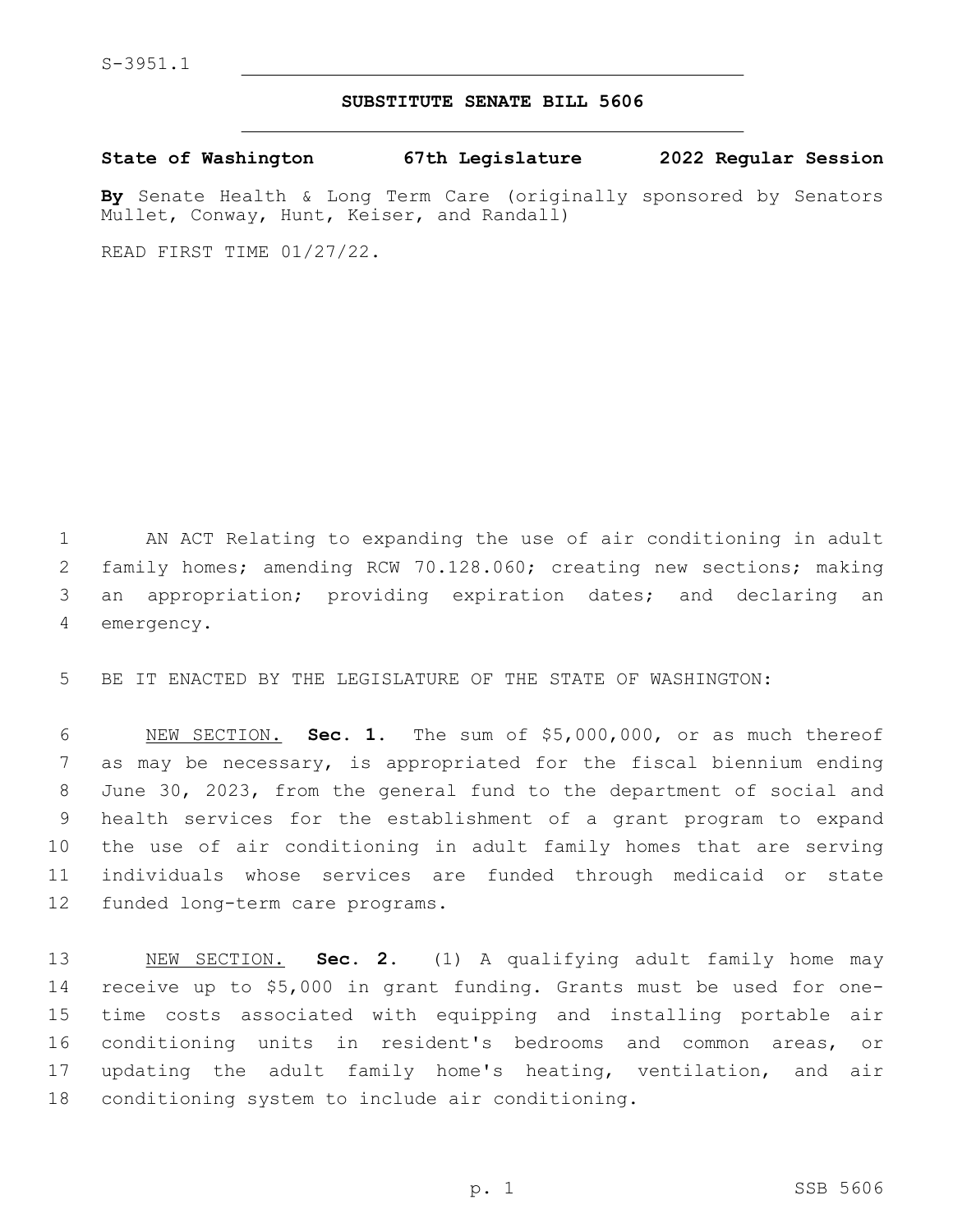S-3951.1

# SUBSTITUTE SENATE BILL 5606

**State of Washington 67th Legislature 2022 Regular Session**

**By** Senate Health & Long Term Care (originally sponsored by Senators Mullet, Conway, Hunt, Keiser, and Randall)

READ FIRST TIME 01/27/22.

AN ACT Relating to expanding the use of air conditioning in adult family homes; amending RCW 70.128.060; creating new sections; making an appropriation; providing expiration dates; and declaring an emergency.

BE IT ENACTED BY THE LEGISLATURE OF THE STATE OF WASHINGTON:

NEW SECTION. **Sec. 1.** The sum of $5,000,000, or as much thereof as may be necessary, is appropriated for the fiscal biennium ending June 30, 2023, from the general fund to the department of social and health services for the establishment of a grant program to expand the use of air conditioning in adult family homes that are serving individuals whose services are funded through medicaid or state funded long-term care programs.

NEW SECTION. **Sec. 2.** (1) A qualifying adult family home may receive up to $5,000 in grant funding. Grants must be used for one-time costs associated with equipping and installing portable air conditioning units in resident's bedrooms and common areas, or updating the adult family home's heating, ventilation, and air conditioning system to include air conditioning.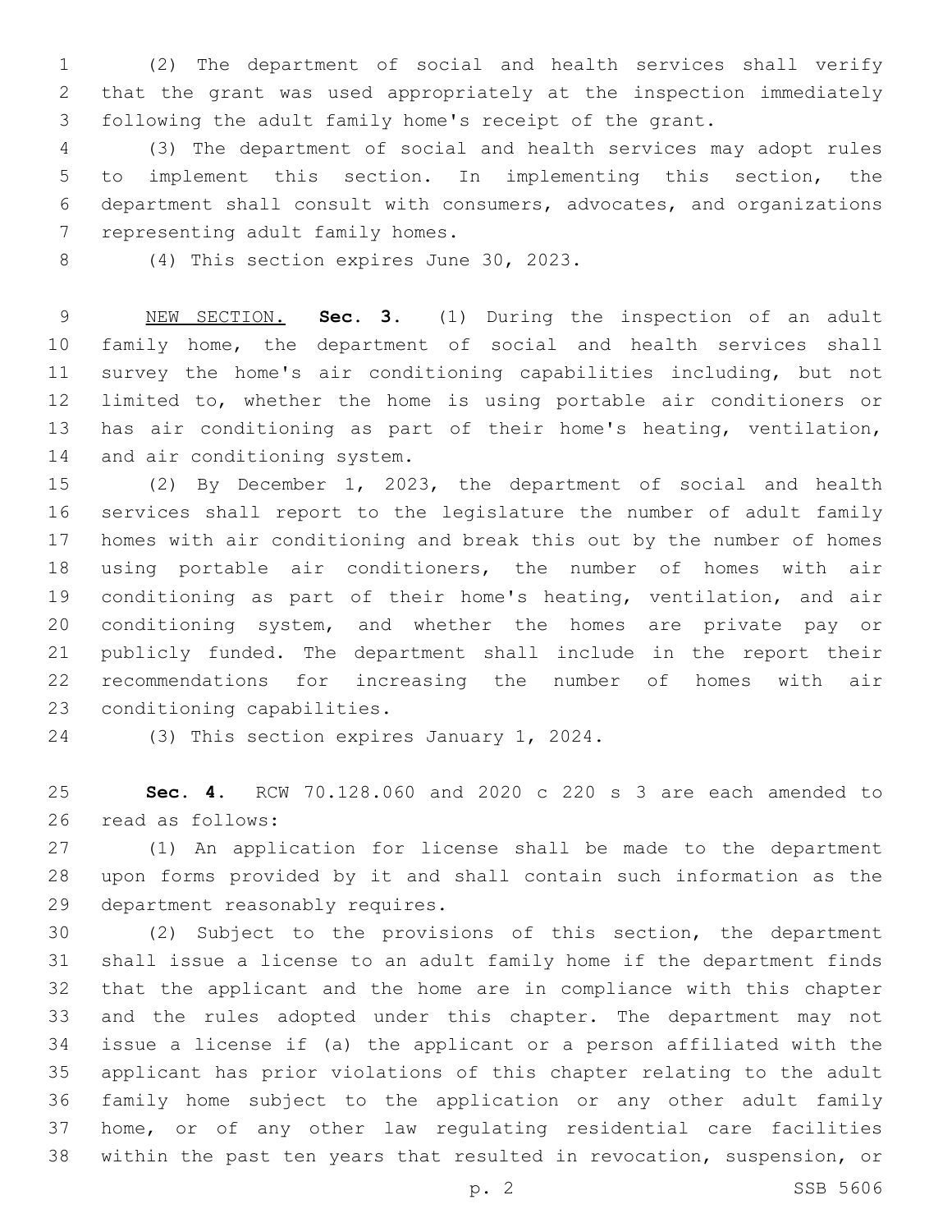(2) The department of social and health services shall verify that the grant was used appropriately at the inspection immediately following the adult family home's receipt of the grant.

(3) The department of social and health services may adopt rules to implement this section. In implementing this section, the department shall consult with consumers, advocates, and organizations representing adult family homes.

(4) This section expires June 30, 2023.

NEW SECTION. **Sec. 3.** (1) During the inspection of an adult family home, the department of social and health services shall survey the home's air conditioning capabilities including, but not limited to, whether the home is using portable air conditioners or has air conditioning as part of their home's heating, ventilation, and air conditioning system.

(2) By December 1, 2023, the department of social and health services shall report to the legislature the number of adult family homes with air conditioning and break this out by the number of homes using portable air conditioners, the number of homes with air conditioning as part of their home's heating, ventilation, and air conditioning system, and whether the homes are private pay or publicly funded. The department shall include in the report their recommendations for increasing the number of homes with air conditioning capabilities.

(3) This section expires January 1, 2024.

**Sec. 4.** RCW 70.128.060 and 2020 c 220 s 3 are each amended to read as follows:

(1) An application for license shall be made to the department upon forms provided by it and shall contain such information as the department reasonably requires.

(2) Subject to the provisions of this section, the department shall issue a license to an adult family home if the department finds that the applicant and the home are in compliance with this chapter and the rules adopted under this chapter. The department may not issue a license if (a) the applicant or a person affiliated with the applicant has prior violations of this chapter relating to the adult family home subject to the application or any other adult family home, or of any other law regulating residential care facilities within the past ten years that resulted in revocation, suspension, or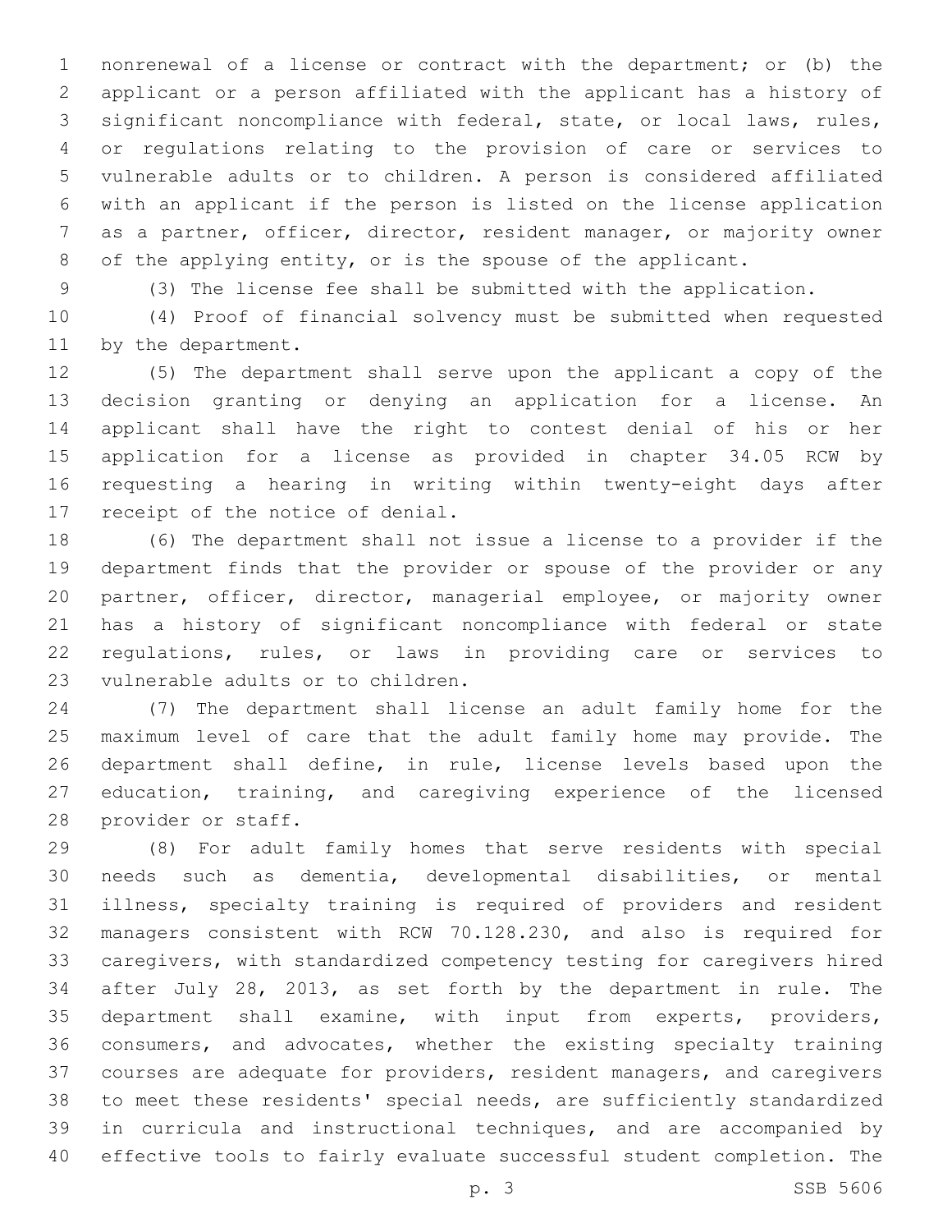nonrenewal of a license or contract with the department; or (b) the applicant or a person affiliated with the applicant has a history of significant noncompliance with federal, state, or local laws, rules, or regulations relating to the provision of care or services to vulnerable adults or to children. A person is considered affiliated with an applicant if the person is listed on the license application as a partner, officer, director, resident manager, or majority owner of the applying entity, or is the spouse of the applicant.

(3) The license fee shall be submitted with the application.

(4) Proof of financial solvency must be submitted when requested by the department.

(5) The department shall serve upon the applicant a copy of the decision granting or denying an application for a license. An applicant shall have the right to contest denial of his or her application for a license as provided in chapter 34.05 RCW by requesting a hearing in writing within twenty-eight days after receipt of the notice of denial.

(6) The department shall not issue a license to a provider if the department finds that the provider or spouse of the provider or any partner, officer, director, managerial employee, or majority owner has a history of significant noncompliance with federal or state regulations, rules, or laws in providing care or services to vulnerable adults or to children.

(7) The department shall license an adult family home for the maximum level of care that the adult family home may provide. The department shall define, in rule, license levels based upon the education, training, and caregiving experience of the licensed provider or staff.

(8) For adult family homes that serve residents with special needs such as dementia, developmental disabilities, or mental illness, specialty training is required of providers and resident managers consistent with RCW 70.128.230, and also is required for caregivers, with standardized competency testing for caregivers hired after July 28, 2013, as set forth by the department in rule. The department shall examine, with input from experts, providers, consumers, and advocates, whether the existing specialty training courses are adequate for providers, resident managers, and caregivers to meet these residents' special needs, are sufficiently standardized in curricula and instructional techniques, and are accompanied by effective tools to fairly evaluate successful student completion. The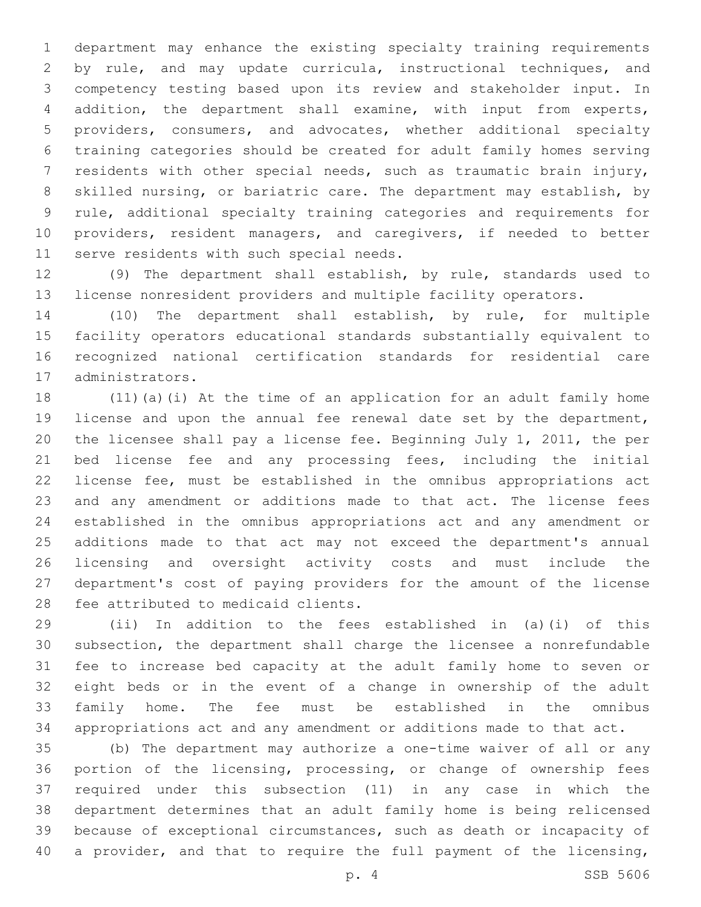department may enhance the existing specialty training requirements by rule, and may update curricula, instructional techniques, and competency testing based upon its review and stakeholder input. In addition, the department shall examine, with input from experts, providers, consumers, and advocates, whether additional specialty training categories should be created for adult family homes serving residents with other special needs, such as traumatic brain injury, skilled nursing, or bariatric care. The department may establish, by rule, additional specialty training categories and requirements for providers, resident managers, and caregivers, if needed to better serve residents with such special needs.

(9) The department shall establish, by rule, standards used to license nonresident providers and multiple facility operators.

(10) The department shall establish, by rule, for multiple facility operators educational standards substantially equivalent to recognized national certification standards for residential care administrators.

(11)(a)(i) At the time of an application for an adult family home license and upon the annual fee renewal date set by the department, the licensee shall pay a license fee. Beginning July 1, 2011, the per bed license fee and any processing fees, including the initial license fee, must be established in the omnibus appropriations act and any amendment or additions made to that act. The license fees established in the omnibus appropriations act and any amendment or additions made to that act may not exceed the department's annual licensing and oversight activity costs and must include the department's cost of paying providers for the amount of the license fee attributed to medicaid clients.

(ii) In addition to the fees established in (a)(i) of this subsection, the department shall charge the licensee a nonrefundable fee to increase bed capacity at the adult family home to seven or eight beds or in the event of a change in ownership of the adult family home. The fee must be established in the omnibus appropriations act and any amendment or additions made to that act.

(b) The department may authorize a one-time waiver of all or any portion of the licensing, processing, or change of ownership fees required under this subsection (11) in any case in which the department determines that an adult family home is being relicensed because of exceptional circumstances, such as death or incapacity of a provider, and that to require the full payment of the licensing,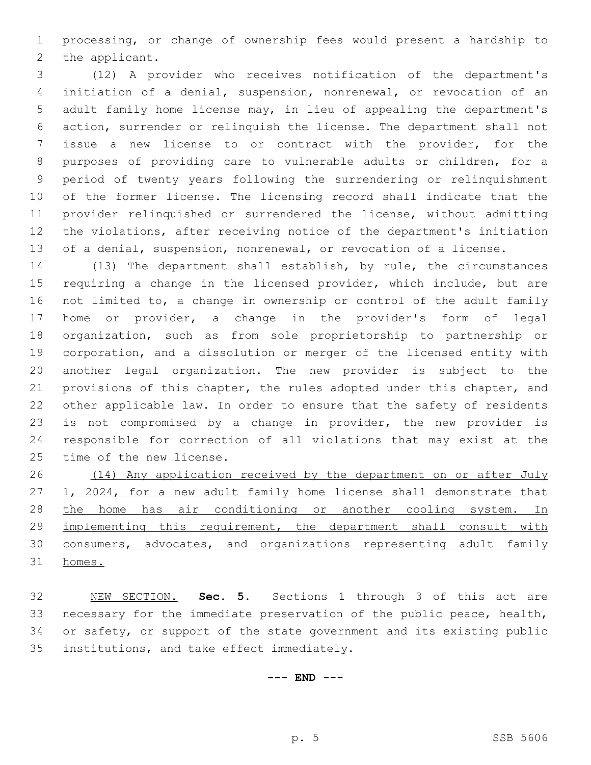processing, or change of ownership fees would present a hardship to the applicant.

(12) A provider who receives notification of the department's initiation of a denial, suspension, nonrenewal, or revocation of an adult family home license may, in lieu of appealing the department's action, surrender or relinquish the license. The department shall not issue a new license to or contract with the provider, for the purposes of providing care to vulnerable adults or children, for a period of twenty years following the surrendering or relinquishment of the former license. The licensing record shall indicate that the provider relinquished or surrendered the license, without admitting the violations, after receiving notice of the department's initiation of a denial, suspension, nonrenewal, or revocation of a license.

(13) The department shall establish, by rule, the circumstances requiring a change in the licensed provider, which include, but are not limited to, a change in ownership or control of the adult family home or provider, a change in the provider's form of legal organization, such as from sole proprietorship to partnership or corporation, and a dissolution or merger of the licensed entity with another legal organization. The new provider is subject to the provisions of this chapter, the rules adopted under this chapter, and other applicable law. In order to ensure that the safety of residents is not compromised by a change in provider, the new provider is responsible for correction of all violations that may exist at the time of the new license.

<u>(14) Any application received by the department on or after July 1, 2024, for a new adult family home license shall demonstrate that the home has air conditioning or another cooling system. In implementing this requirement, the department shall consult with consumers, advocates, and organizations representing adult family homes.</u>

<u>NEW SECTION.</u> **Sec. 5.** Sections 1 through 3 of this act are necessary for the immediate preservation of the public peace, health, or safety, or support of the state government and its existing public institutions, and take effect immediately.

**--- END ---**